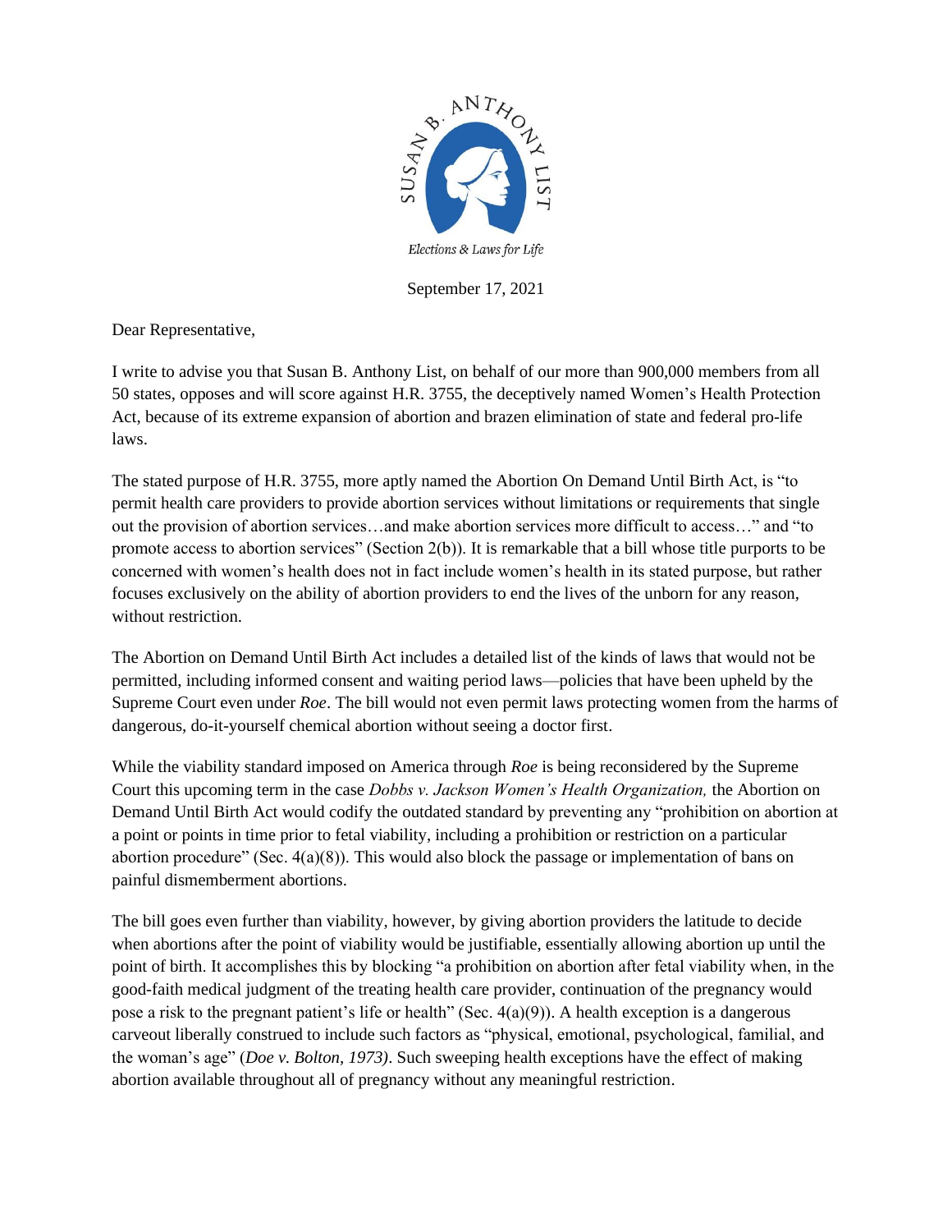SUSAN B. ANTHONY LIST

*Elections & Laws for Life*

September 17, 2021

Dear Representative,

I write to advise you that Susan B. Anthony List, on behalf of our more than 900,000 members from all 50 states, opposes and will score against H.R. 3755, the deceptively named Women's Health Protection Act, because of its extreme expansion of abortion and brazen elimination of state and federal pro-life laws.

The stated purpose of H.R. 3755, more aptly named the Abortion On Demand Until Birth Act, is "to permit health care providers to provide abortion services without limitations or requirements that single out the provision of abortion services…and make abortion services more difficult to access…" and "to promote access to abortion services" (Section 2(b)). It is remarkable that a bill whose title purports to be concerned with women's health does not in fact include women's health in its stated purpose, but rather focuses exclusively on the ability of abortion providers to end the lives of the unborn for any reason, without restriction.

The Abortion on Demand Until Birth Act includes a detailed list of the kinds of laws that would not be permitted, including informed consent and waiting period laws—policies that have been upheld by the Supreme Court even under *Roe*. The bill would not even permit laws protecting women from the harms of dangerous, do-it-yourself chemical abortion without seeing a doctor first.

While the viability standard imposed on America through *Roe* is being reconsidered by the Supreme Court this upcoming term in the case *Dobbs v. Jackson Women's Health Organization,* the Abortion on Demand Until Birth Act would codify the outdated standard by preventing any "prohibition on abortion at a point or points in time prior to fetal viability, including a prohibition or restriction on a particular abortion procedure" (Sec. 4(a)(8)). This would also block the passage or implementation of bans on painful dismemberment abortions.

The bill goes even further than viability, however, by giving abortion providers the latitude to decide when abortions after the point of viability would be justifiable, essentially allowing abortion up until the point of birth. It accomplishes this by blocking "a prohibition on abortion after fetal viability when, in the good-faith medical judgment of the treating health care provider, continuation of the pregnancy would pose a risk to the pregnant patient's life or health" (Sec. 4(a)(9)). A health exception is a dangerous carveout liberally construed to include such factors as "physical, emotional, psychological, familial, and the woman's age" (*Doe v. Bolton, 1973)*. Such sweeping health exceptions have the effect of making abortion available throughout all of pregnancy without any meaningful restriction.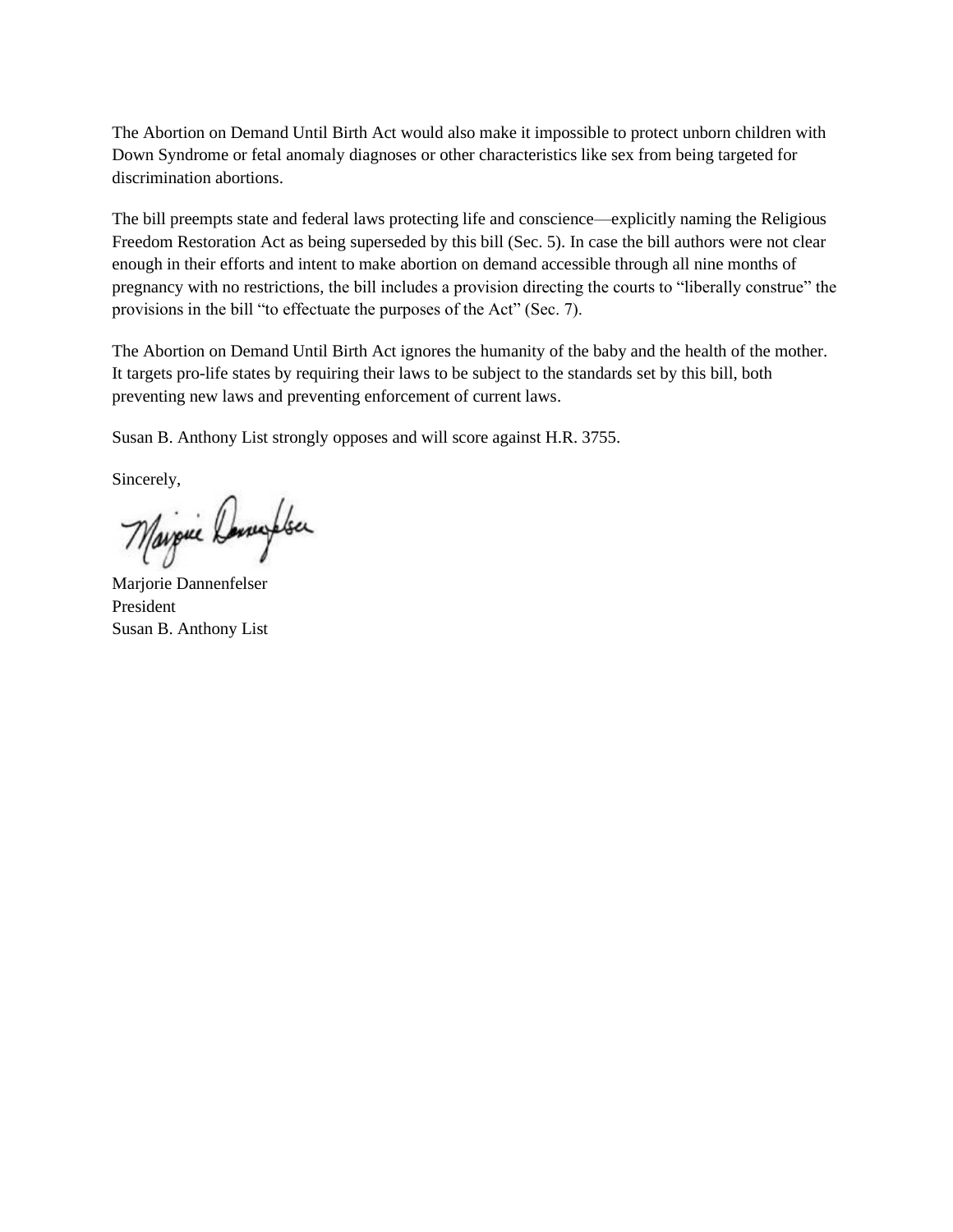The Abortion on Demand Until Birth Act would also make it impossible to protect unborn children with Down Syndrome or fetal anomaly diagnoses or other characteristics like sex from being targeted for discrimination abortions.

The bill preempts state and federal laws protecting life and conscience—explicitly naming the Religious Freedom Restoration Act as being superseded by this bill (Sec. 5). In case the bill authors were not clear enough in their efforts and intent to make abortion on demand accessible through all nine months of pregnancy with no restrictions, the bill includes a provision directing the courts to "liberally construe" the provisions in the bill "to effectuate the purposes of the Act" (Sec. 7).

The Abortion on Demand Until Birth Act ignores the humanity of the baby and the health of the mother. It targets pro-life states by requiring their laws to be subject to the standards set by this bill, both preventing new laws and preventing enforcement of current laws.

Susan B. Anthony List strongly opposes and will score against H.R. 3755.

Sincerely,

Marjorie Dannenfelser
President
Susan B. Anthony List